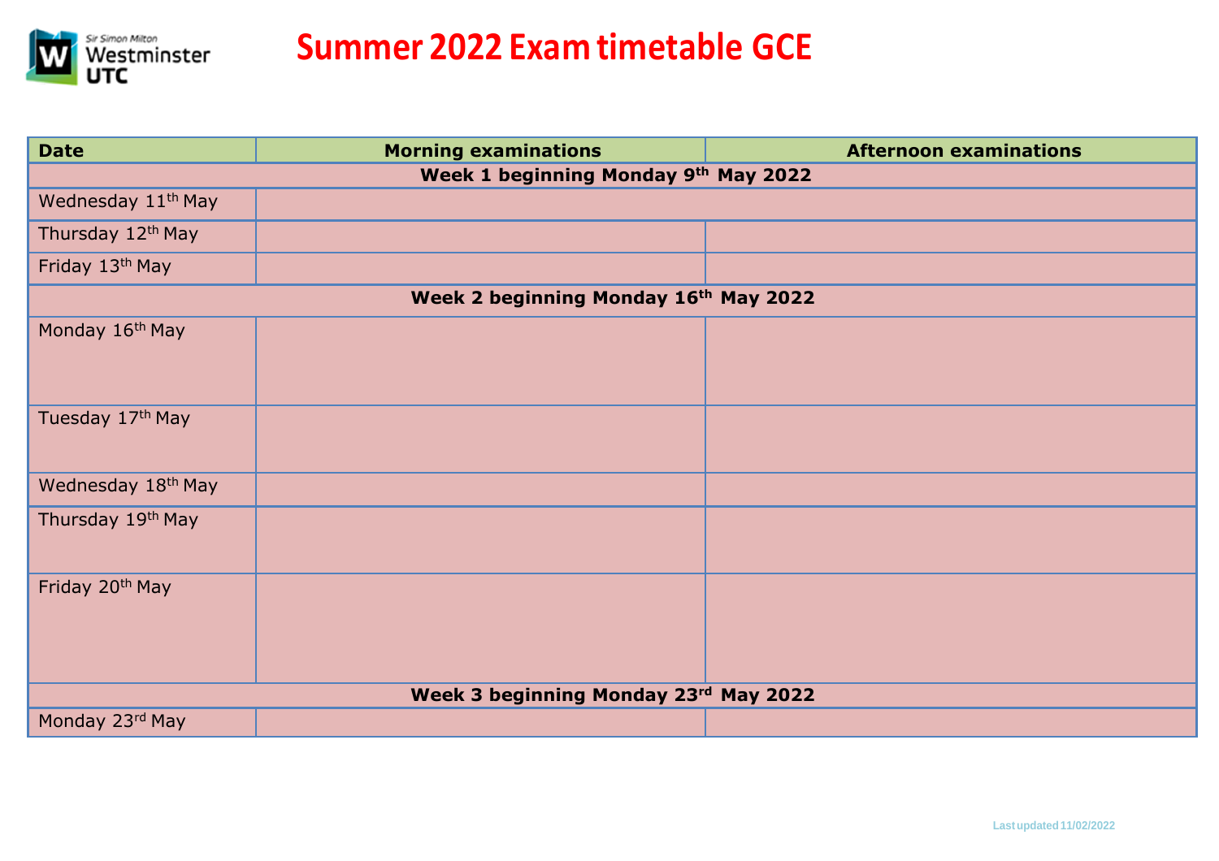# Summer 2022 Exam timetable GCE

| Date | Morning examinations | Afternoon examinations |
|---|---|---|
| **Week 1 beginning Monday 9th May 2022** | | |
| Wednesday 11th May | | |
| Thursday 12th May | | |
| Friday 13th May | | |
| **Week 2 beginning Monday 16th May 2022** | | |
| Monday 16th May | | |
| Tuesday 17th May | | |
| Wednesday 18th May | | |
| Thursday 19th May | | |
| Friday 20th May | | |
| **Week 3 beginning Monday 23rd May 2022** | | |
| Monday 23rd May | | |

Last updated 11/02/2022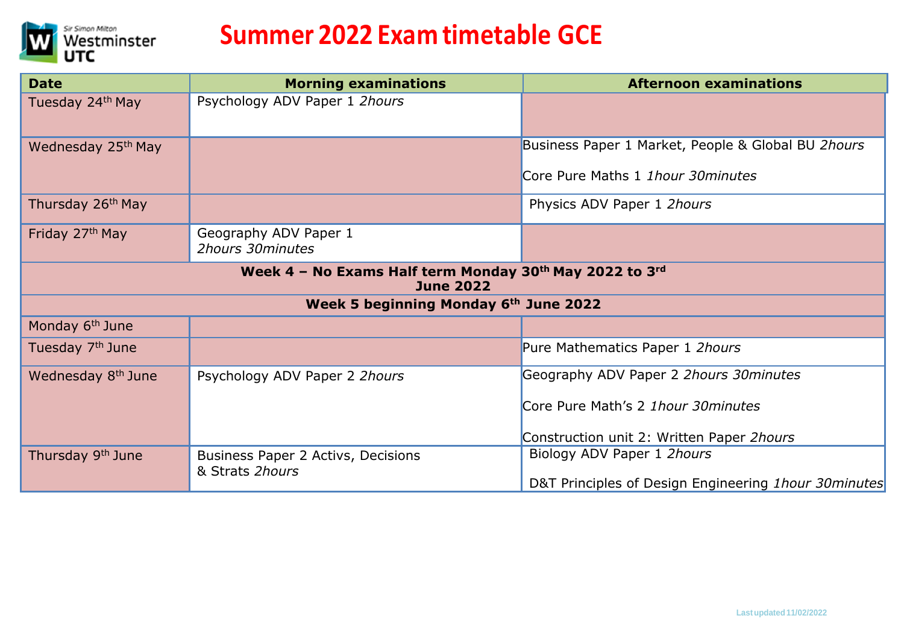# Summer 2022 Exam timetable GCE

| Date | Morning examinations | Afternoon examinations |
|---|---|---|
| Tuesday 24th May | Psychology ADV Paper 1 *2hours* | |
| Wednesday 25th May | | Business Paper 1 Market, People & Global BU *2hours*<br><br>Core Pure Maths 1 *1hour 30minutes* |
| Thursday 26th May | | Physics ADV Paper 1 *2hours* |
| Friday 27th May | Geography ADV Paper 1 *2hours 30minutes* | |
| **Week 4 – No Exams Half term Monday 30th May 2022 to 3rd June 2022** | | |
| **Week 5 beginning Monday 6th June 2022** | | |
| Monday 6th June | | |
| Tuesday 7th June | | Pure Mathematics Paper 1 *2hours* |
| Wednesday 8th June | Psychology ADV Paper 2 *2hours* | Geography ADV Paper 2 *2hours 30minutes*<br><br>Core Pure Math's 2 *1hour 30minutes*<br><br>Construction unit 2: Written Paper *2hours* |
| Thursday 9th June | Business Paper 2 Activs, Decisions & Strats *2hours* | Biology ADV Paper 1 *2hours*<br><br>D&T Principles of Design Engineering *1hour 30minutes* |

Last updated 11/02/2022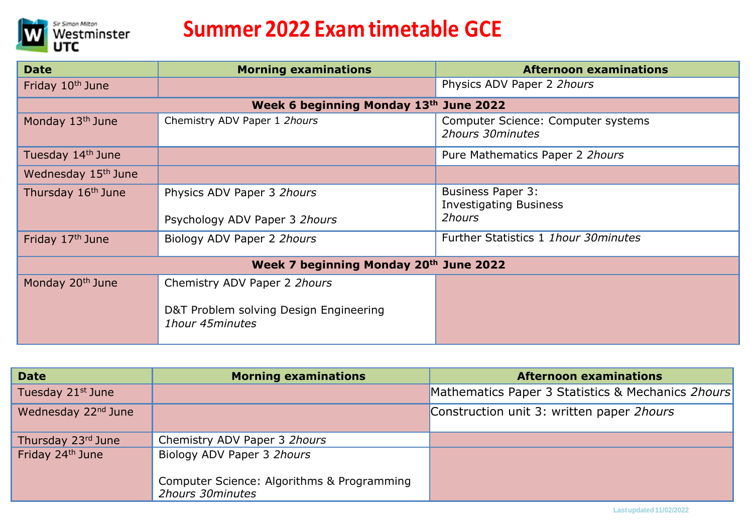# Summer 2022 Exam timetable GCE

| Date | Morning examinations | Afternoon examinations |
|---|---|---|
| Friday 10th June | | Physics ADV Paper 2 *2hours* |
| **Week 6 beginning Monday 13th June 2022** | | |
| Monday 13th June | Chemistry ADV Paper 1 *2hours* | Computer Science: Computer systems *2hours 30minutes* |
| Tuesday 14th June | | Pure Mathematics Paper 2 *2hours* |
| Wednesday 15th June | | |
| Thursday 16th June | Physics ADV Paper 3 *2hours*<br><br>Psychology ADV Paper 3 *2hours* | Business Paper 3: Investigating Business *2hours* |
| Friday 17th June | Biology ADV Paper 2 *2hours* | Further Statistics 1 *1hour 30minutes* |
| **Week 7 beginning Monday 20th June 2022** | | |
| Monday 20th June | Chemistry ADV Paper 2 *2hours*<br><br>D&T Problem solving Design Engineering *1hour 45minutes* | |

| Date | Morning examinations | Afternoon examinations |
|---|---|---|
| Tuesday 21st June | | Mathematics Paper 3 Statistics & Mechanics *2hours* |
| Wednesday 22nd June | | Construction unit 3: written paper *2hours* |
| Thursday 23rd June | Chemistry ADV Paper 3 *2hours* | |
| Friday 24th June | Biology ADV Paper 3 *2hours*<br><br>Computer Science: Algorithms & Programming *2hours 30minutes* | |

Last updated 11/02/2022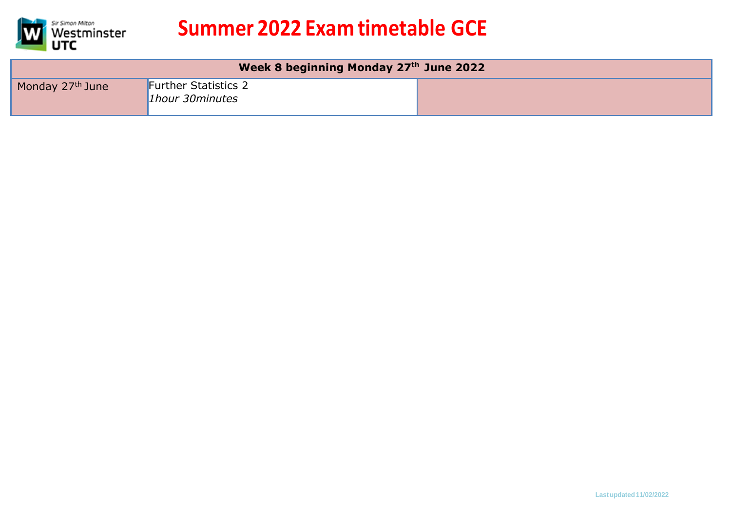# Summer 2022 Exam timetable GCE

| Week 8 beginning Monday 27th June 2022 | | |
|---|---|---|
| Monday 27th June | Further Statistics 2<br>*1hour 30minutes* | |

Last updated 11/02/2022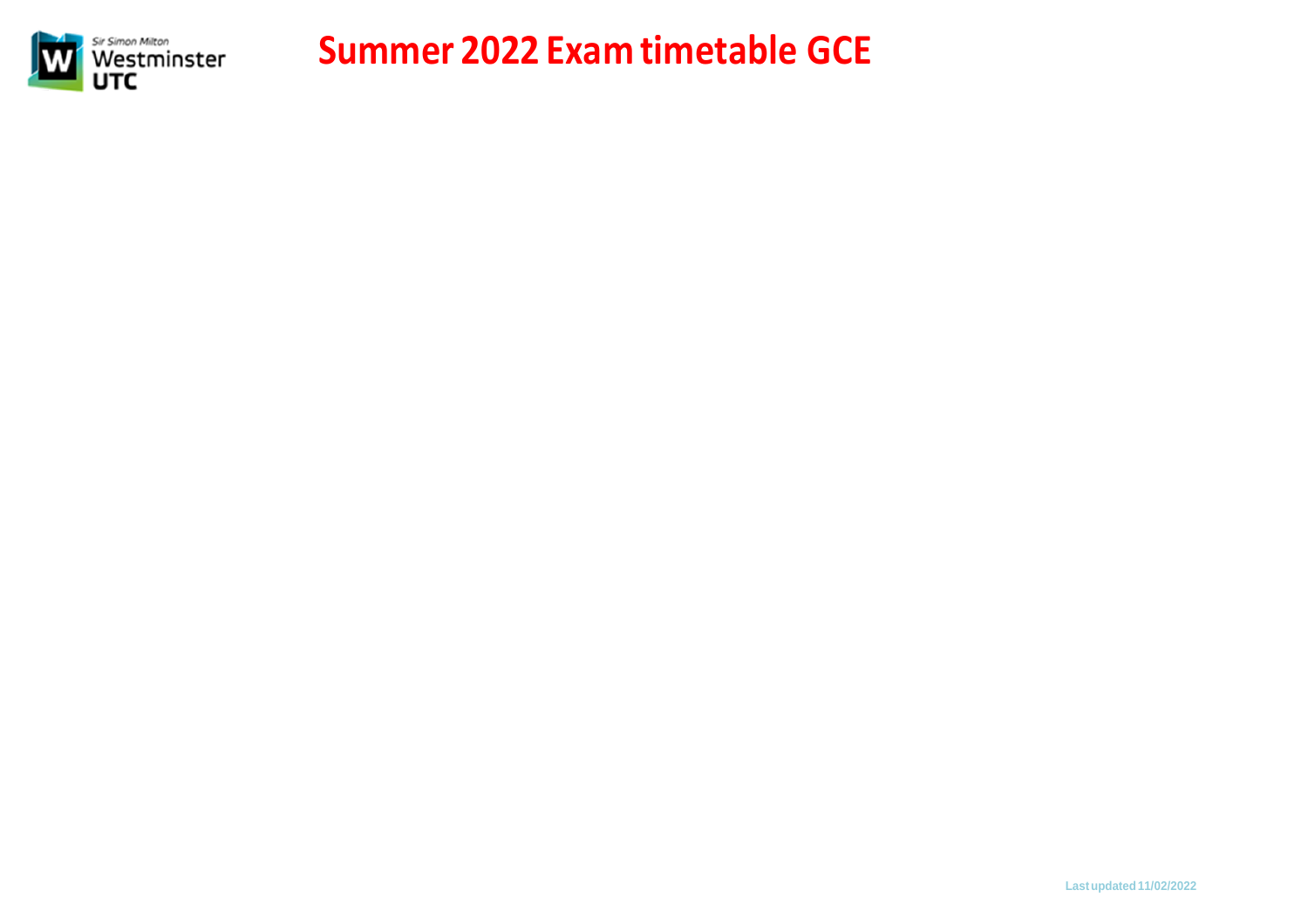# Summer 2022 Exam timetable GCE

Last updated 11/02/2022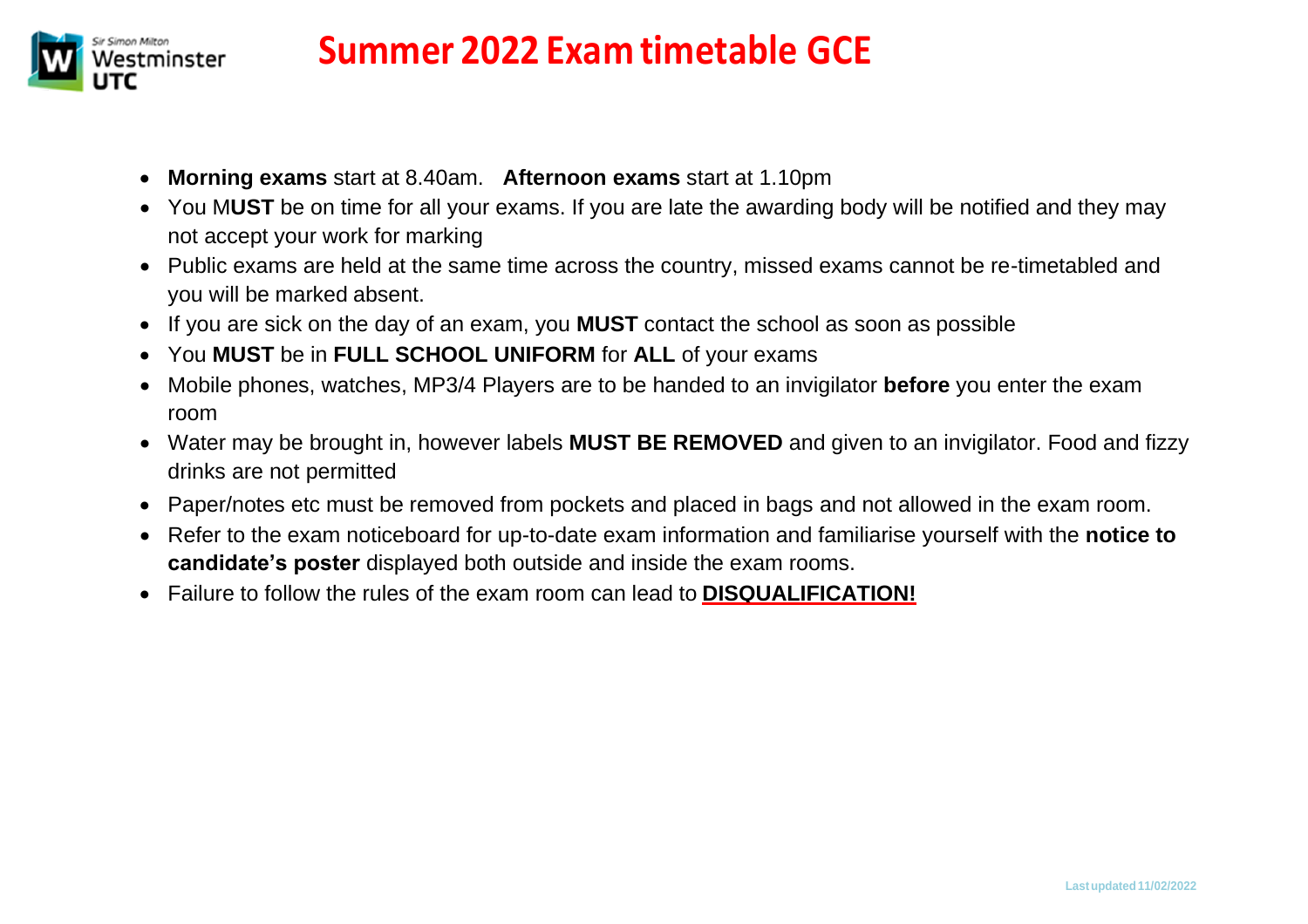# Summer 2022 Exam timetable GCE

- **Morning exams** start at 8.40am. **Afternoon exams** start at 1.10pm
- You M**UST** be on time for all your exams. If you are late the awarding body will be notified and they may not accept your work for marking
- Public exams are held at the same time across the country, missed exams cannot be re-timetabled and you will be marked absent.
- If you are sick on the day of an exam, you **MUST** contact the school as soon as possible
- You **MUST** be in **FULL SCHOOL UNIFORM** for **ALL** of your exams
- Mobile phones, watches, MP3/4 Players are to be handed to an invigilator **before** you enter the exam room
- Water may be brought in, however labels **MUST BE REMOVED** and given to an invigilator. Food and fizzy drinks are not permitted
- Paper/notes etc must be removed from pockets and placed in bags and not allowed in the exam room.
- Refer to the exam noticeboard for up-to-date exam information and familiarise yourself with the **notice to candidate's poster** displayed both outside and inside the exam rooms.
- Failure to follow the rules of the exam room can lead to **DISQUALIFICATION!**

Last updated 11/02/2022